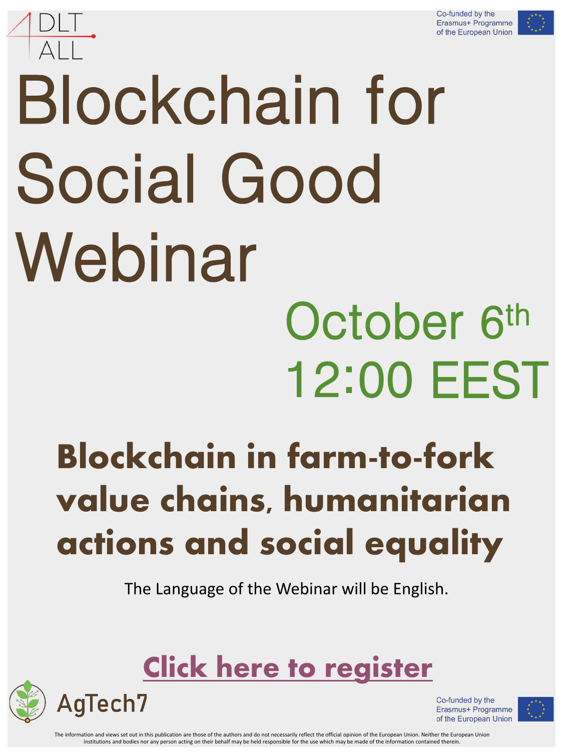4 DLT ALL

Co-funded by the Erasmus+ Programme of the European Union

# Blockchain for Social Good Webinar

## October 6th 12:00 EEST

## Blockchain in farm-to-fork value chains, humanitarian actions and social equality

The Language of the Webinar will be English.

**Click here to register**

AgTech7

Co-funded by the Erasmus+ Programme of the European Union

The information and views set out in this publication are those of the authors and do not necessarily reflect the official opinion of the European Union. Neither the European Union institutions and bodies nor any person acting on their behalf may be held responsible for the use which may be made of the information contained therein.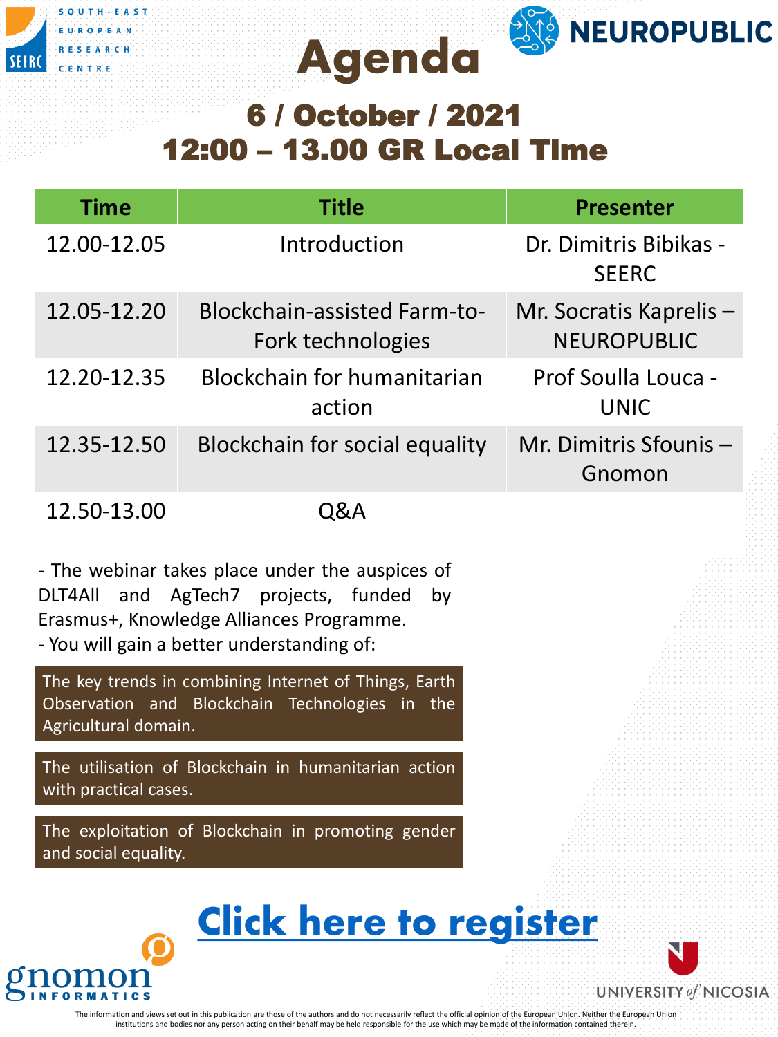SOUTH-EAST EUROPEAN RESEARCH CENTRE

NEUROPUBLIC

# Agenda

## 6 / October / 2021
## 12:00 – 13.00 GR Local Time

| Time | Title | Presenter |
|---|---|---|
| 12.00-12.05 | Introduction | Dr. Dimitris Bibikas - SEERC |
| 12.05-12.20 | Blockchain-assisted Farm-to-Fork technologies | Mr. Socratis Kaprelis – NEUROPUBLIC |
| 12.20-12.35 | Blockchain for humanitarian action | Prof Soulla Louca - UNIC |
| 12.35-12.50 | Blockchain for social equality | Mr. Dimitris Sfounis – Gnomon |
| 12.50-13.00 | Q&A | |

- The webinar takes place under the auspices of DLT4All and AgTech7 projects, funded by Erasmus+, Knowledge Alliances Programme.
- You will gain a better understanding of:

The key trends in combining Internet of Things, Earth Observation and Blockchain Technologies in the Agricultural domain.

The utilisation of Blockchain in humanitarian action with practical cases.

The exploitation of Blockchain in promoting gender and social equality.

## Click here to register

gnomon INFORMATICS

UNIVERSITY of NICOSIA

The information and views set out in this publication are those of the authors and do not necessarily reflect the official opinion of the European Union. Neither the European Union institutions and bodies nor any person acting on their behalf may be held responsible for the use which may be made of the information contained therein.